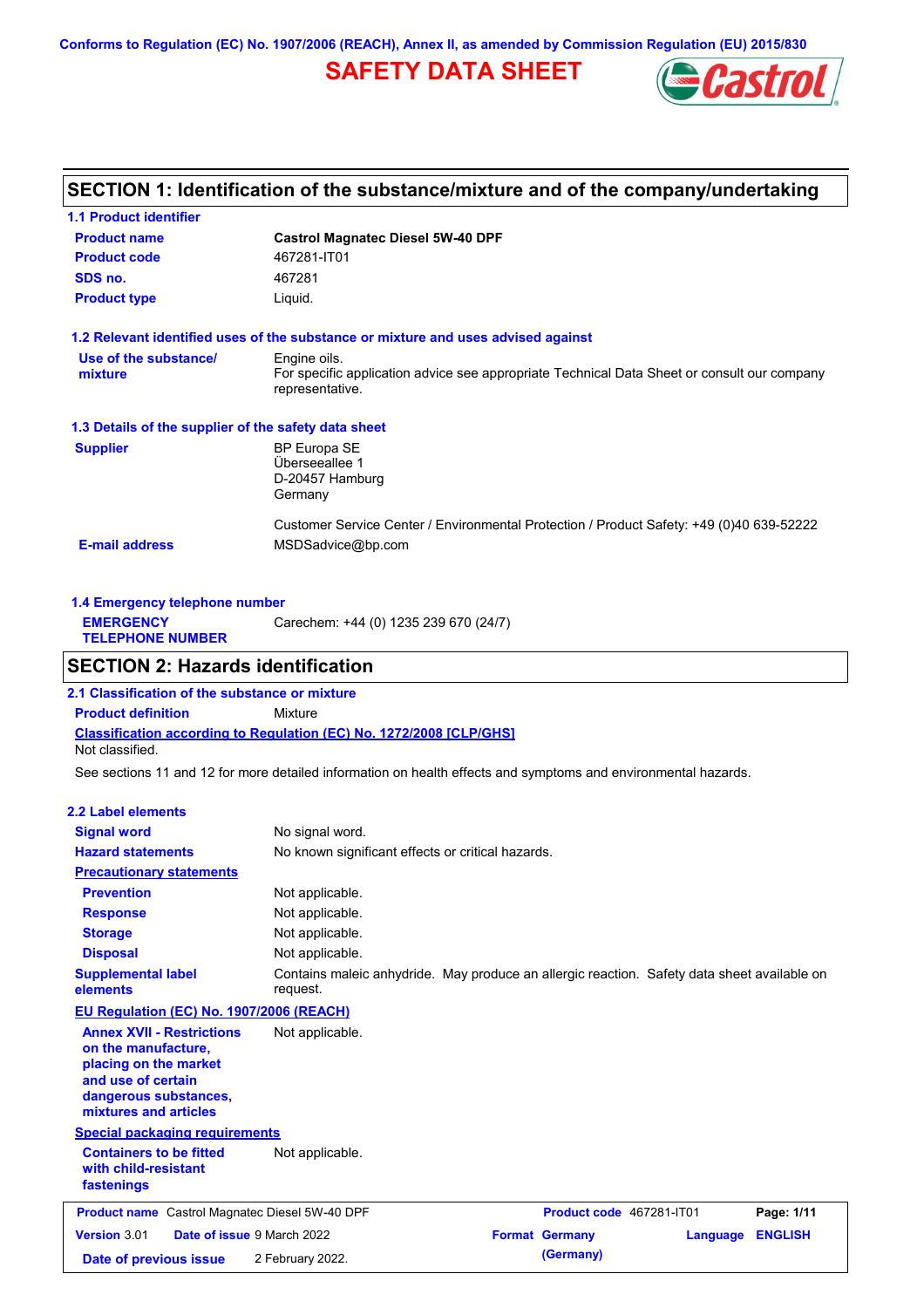Conforms to Regulation (EC) No. 1907/2006 (REACH), Annex II, as amended by Commission Regulation (EU) 2015/830

# SAFETY DATA SHEET

## SECTION 1: Identification of the substance/mixture and of the company/undertaking

### 1.1 Product identifier

| | |
|---|---|
| **Product name** | **Castrol Magnatec Diesel 5W-40 DPF** |
| **Product code** | 467281-IT01 |
| **SDS no.** | 467281 |
| **Product type** | Liquid. |

### 1.2 Relevant identified uses of the substance or mixture and uses advised against

| | |
|---|---|
| **Use of the substance/ mixture** | Engine oils. For specific application advice see appropriate Technical Data Sheet or consult our company representative. |

### 1.3 Details of the supplier of the safety data sheet

| | |
|---|---|
| **Supplier** | BP Europa SE<br>Überseeallee 1<br>D-20457 Hamburg<br>Germany<br><br>Customer Service Center / Environmental Protection / Product Safety: +49 (0)40 639-52222 |
| **E-mail address** | MSDSadvice@bp.com |

### 1.4 Emergency telephone number

| | |
|---|---|
| **EMERGENCY TELEPHONE NUMBER** | Carechem: +44 (0) 1235 239 670 (24/7) |

## SECTION 2: Hazards identification

### 2.1 Classification of the substance or mixture

**Product definition** Mixture

**Classification according to Regulation (EC) No. 1272/2008 [CLP/GHS]**

Not classified.

See sections 11 and 12 for more detailed information on health effects and symptoms and environmental hazards.

### 2.2 Label elements

| | |
|---|---|
| **Signal word** | No signal word. |
| **Hazard statements** | No known significant effects or critical hazards. |
| **Precautionary statements** | |
| **Prevention** | Not applicable. |
| **Response** | Not applicable. |
| **Storage** | Not applicable. |
| **Disposal** | Not applicable. |
| **Supplemental label elements** | Contains maleic anhydride. May produce an allergic reaction. Safety data sheet available on request. |

**EU Regulation (EC) No. 1907/2006 (REACH)**

| | |
|---|---|
| **Annex XVII - Restrictions on the manufacture, placing on the market and use of certain dangerous substances, mixtures and articles** | Not applicable. |

**Special packaging requirements**

| | |
|---|---|
| **Containers to be fitted with child-resistant fastenings** | Not applicable. |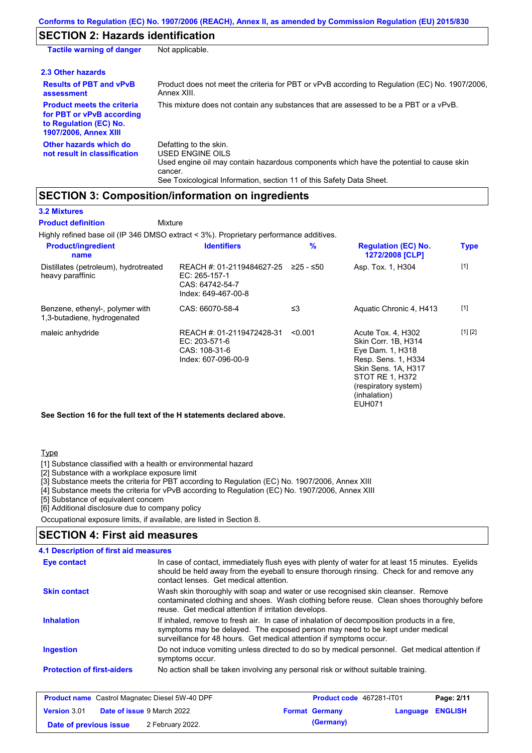## SECTION 2: Hazards identification

| | |
|---|---|
| **Tactile warning of danger** | Not applicable. |

### 2.3 Other hazards

| | |
|---|---|
| **Results of PBT and vPvB assessment** | Product does not meet the criteria for PBT or vPvB according to Regulation (EC) No. 1907/2006, Annex XIII. |
| **Product meets the criteria for PBT or vPvB according to Regulation (EC) No. 1907/2006, Annex XIII** | This mixture does not contain any substances that are assessed to be a PBT or a vPvB. |
| **Other hazards which do not result in classification** | Defatting to the skin.<br>USED ENGINE OILS<br>Used engine oil may contain hazardous components which have the potential to cause skin cancer.<br>See Toxicological Information, section 11 of this Safety Data Sheet. |

## SECTION 3: Composition/information on ingredients

### 3.2 Mixtures

**Product definition** Mixture

Highly refined base oil (IP 346 DMSO extract < 3%). Proprietary performance additives.

| Product/ingredient name | Identifiers | % | Regulation (EC) No. 1272/2008 [CLP] | Type |
|---|---|---|---|---|
| Distillates (petroleum), hydrotreated heavy paraffinic | REACH #: 01-2119484627-25<br>EC: 265-157-1<br>CAS: 64742-54-7<br>Index: 649-467-00-8 | ≥25 - ≤50 | Asp. Tox. 1, H304 | [1] |
| Benzene, ethenyl-, polymer with 1,3-butadiene, hydrogenated | CAS: 66070-58-4 | ≤3 | Aquatic Chronic 4, H413 | [1] |
| maleic anhydride | REACH #: 01-2119472428-31<br>EC: 203-571-6<br>CAS: 108-31-6<br>Index: 607-096-00-9 | <0.001 | Acute Tox. 4, H302<br>Skin Corr. 1B, H314<br>Eye Dam. 1, H318<br>Resp. Sens. 1, H334<br>Skin Sens. 1A, H317<br>STOT RE 1, H372 (respiratory system) (inhalation)<br>EUH071 | [1] [2] |

**See Section 16 for the full text of the H statements declared above.**

Type

[1] Substance classified with a health or environmental hazard
[2] Substance with a workplace exposure limit
[3] Substance meets the criteria for PBT according to Regulation (EC) No. 1907/2006, Annex XIII
[4] Substance meets the criteria for vPvB according to Regulation (EC) No. 1907/2006, Annex XIII
[5] Substance of equivalent concern
[6] Additional disclosure due to company policy

Occupational exposure limits, if available, are listed in Section 8.

## SECTION 4: First aid measures

### 4.1 Description of first aid measures

| | |
|---|---|
| **Eye contact** | In case of contact, immediately flush eyes with plenty of water for at least 15 minutes. Eyelids should be held away from the eyeball to ensure thorough rinsing. Check for and remove any contact lenses. Get medical attention. |
| **Skin contact** | Wash skin thoroughly with soap and water or use recognised skin cleanser. Remove contaminated clothing and shoes. Wash clothing before reuse. Clean shoes thoroughly before reuse. Get medical attention if irritation develops. |
| **Inhalation** | If inhaled, remove to fresh air. In case of inhalation of decomposition products in a fire, symptoms may be delayed. The exposed person may need to be kept under medical surveillance for 48 hours. Get medical attention if symptoms occur. |
| **Ingestion** | Do not induce vomiting unless directed to do so by medical personnel. Get medical attention if symptoms occur. |
| **Protection of first-aiders** | No action shall be taken involving any personal risk or without suitable training. |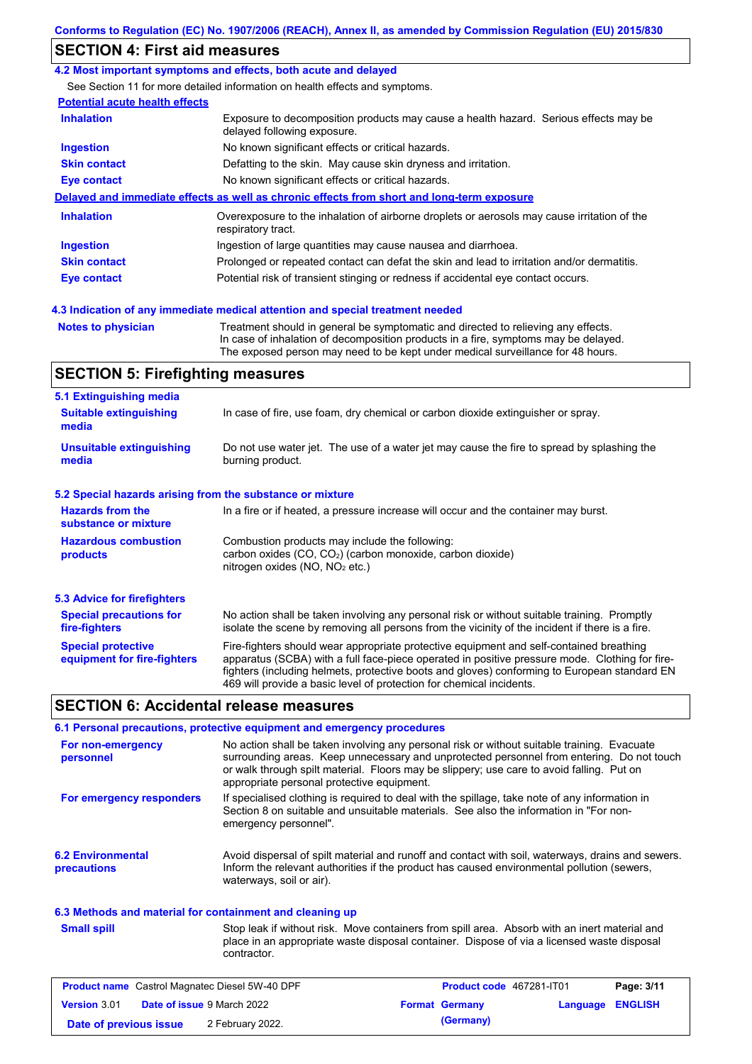## SECTION 4: First aid measures

### 4.2 Most important symptoms and effects, both acute and delayed

See Section 11 for more detailed information on health effects and symptoms.

**Potential acute health effects**

| | |
|---|---|
| **Inhalation** | Exposure to decomposition products may cause a health hazard. Serious effects may be delayed following exposure. |
| **Ingestion** | No known significant effects or critical hazards. |
| **Skin contact** | Defatting to the skin. May cause skin dryness and irritation. |
| **Eye contact** | No known significant effects or critical hazards. |

**Delayed and immediate effects as well as chronic effects from short and long-term exposure**

| | |
|---|---|
| **Inhalation** | Overexposure to the inhalation of airborne droplets or aerosols may cause irritation of the respiratory tract. |
| **Ingestion** | Ingestion of large quantities may cause nausea and diarrhoea. |
| **Skin contact** | Prolonged or repeated contact can defat the skin and lead to irritation and/or dermatitis. |
| **Eye contact** | Potential risk of transient stinging or redness if accidental eye contact occurs. |

### 4.3 Indication of any immediate medical attention and special treatment needed

| | |
|---|---|
| **Notes to physician** | Treatment should in general be symptomatic and directed to relieving any effects. In case of inhalation of decomposition products in a fire, symptoms may be delayed. The exposed person may need to be kept under medical surveillance for 48 hours. |

## SECTION 5: Firefighting measures

### 5.1 Extinguishing media

| | |
|---|---|
| **Suitable extinguishing media** | In case of fire, use foam, dry chemical or carbon dioxide extinguisher or spray. |
| **Unsuitable extinguishing media** | Do not use water jet. The use of a water jet may cause the fire to spread by splashing the burning product. |

### 5.2 Special hazards arising from the substance or mixture

| | |
|---|---|
| **Hazards from the substance or mixture** | In a fire or if heated, a pressure increase will occur and the container may burst. |
| **Hazardous combustion products** | Combustion products may include the following: carbon oxides (CO, $CO_2$) (carbon monoxide, carbon dioxide) nitrogen oxides (NO, $NO_2$ etc.) |

### 5.3 Advice for firefighters

| | |
|---|---|
| **Special precautions for fire-fighters** | No action shall be taken involving any personal risk or without suitable training. Promptly isolate the scene by removing all persons from the vicinity of the incident if there is a fire. |
| **Special protective equipment for fire-fighters** | Fire-fighters should wear appropriate protective equipment and self-contained breathing apparatus (SCBA) with a full face-piece operated in positive pressure mode. Clothing for fire-fighters (including helmets, protective boots and gloves) conforming to European standard EN 469 will provide a basic level of protection for chemical incidents. |

## SECTION 6: Accidental release measures

### 6.1 Personal precautions, protective equipment and emergency procedures

| | |
|---|---|
| **For non-emergency personnel** | No action shall be taken involving any personal risk or without suitable training. Evacuate surrounding areas. Keep unnecessary and unprotected personnel from entering. Do not touch or walk through spilt material. Floors may be slippery; use care to avoid falling. Put on appropriate personal protective equipment. |
| **For emergency responders** | If specialised clothing is required to deal with the spillage, take note of any information in Section 8 on suitable and unsuitable materials. See also the information in "For non-emergency personnel". |

| | |
|---|---|
| **6.2 Environmental precautions** | Avoid dispersal of spilt material and runoff and contact with soil, waterways, drains and sewers. Inform the relevant authorities if the product has caused environmental pollution (sewers, waterways, soil or air). |

### 6.3 Methods and material for containment and cleaning up

| | |
|---|---|
| **Small spill** | Stop leak if without risk. Move containers from spill area. Absorb with an inert material and place in an appropriate waste disposal container. Dispose of via a licensed waste disposal contractor. |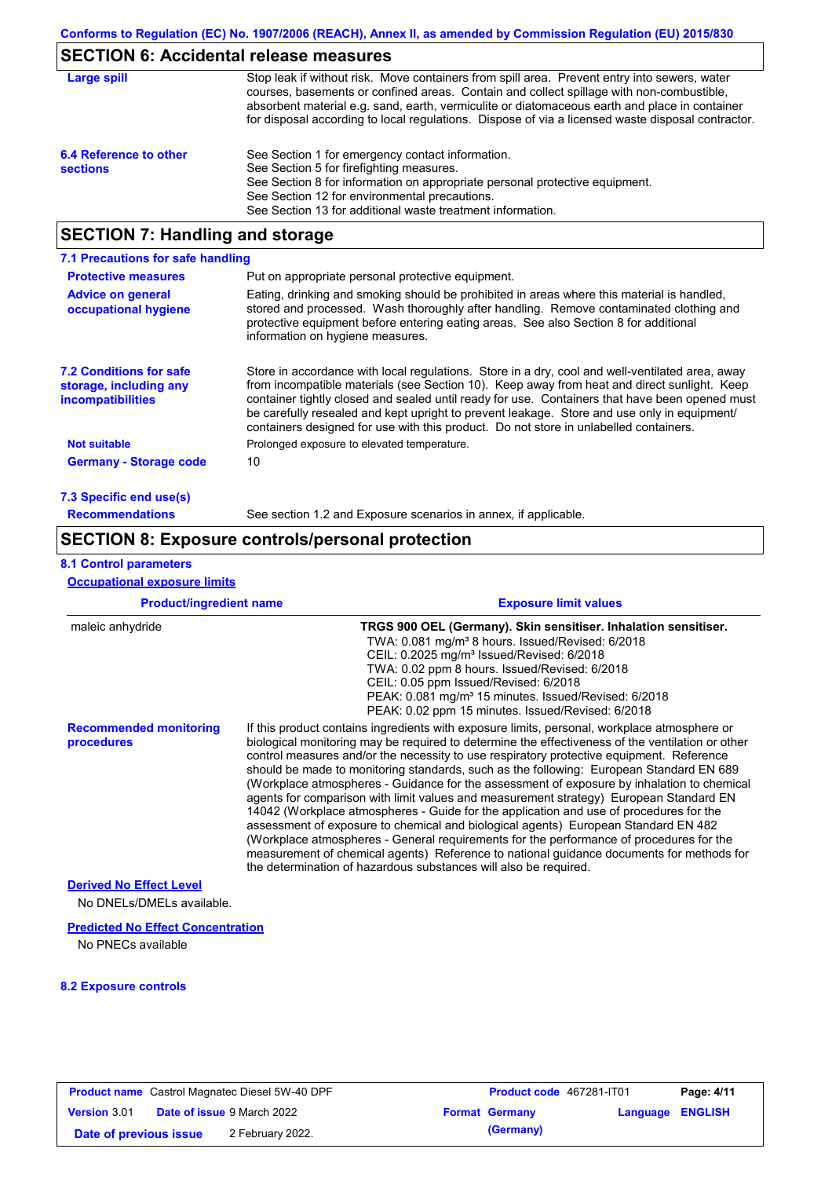## SECTION 6: Accidental release measures

| | |
|---|---|
| **Large spill** | Stop leak if without risk. Move containers from spill area. Prevent entry into sewers, water courses, basements or confined areas. Contain and collect spillage with non-combustible, absorbent material e.g. sand, earth, vermiculite or diatomaceous earth and place in container for disposal according to local regulations. Dispose of via a licensed waste disposal contractor. |
| **6.4 Reference to other sections** | See Section 1 for emergency contact information.<br>See Section 5 for firefighting measures.<br>See Section 8 for information on appropriate personal protective equipment.<br>See Section 12 for environmental precautions.<br>See Section 13 for additional waste treatment information. |

## SECTION 7: Handling and storage

### 7.1 Precautions for safe handling

| | |
|---|---|
| **Protective measures** | Put on appropriate personal protective equipment. |
| **Advice on general occupational hygiene** | Eating, drinking and smoking should be prohibited in areas where this material is handled, stored and processed. Wash thoroughly after handling. Remove contaminated clothing and protective equipment before entering eating areas. See also Section 8 for additional information on hygiene measures. |
| **7.2 Conditions for safe storage, including any incompatibilities** | Store in accordance with local regulations. Store in a dry, cool and well-ventilated area, away from incompatible materials (see Section 10). Keep away from heat and direct sunlight. Keep container tightly closed and sealed until ready for use. Containers that have been opened must be carefully resealed and kept upright to prevent leakage. Store and use only in equipment/ containers designed for use with this product. Do not store in unlabelled containers. |
| **Not suitable** | Prolonged exposure to elevated temperature. |
| **Germany - Storage code** | 10 |

### 7.3 Specific end use(s)

| | |
|---|---|
| **Recommendations** | See section 1.2 and Exposure scenarios in annex, if applicable. |

## SECTION 8: Exposure controls/personal protection

### 8.1 Control parameters

**Occupational exposure limits**

| Product/ingredient name | Exposure limit values |
|---|---|
| maleic anhydride | **TRGS 900 OEL (Germany). Skin sensitiser. Inhalation sensitiser.**<br>TWA: 0.081 mg/m³ 8 hours. Issued/Revised: 6/2018<br>CEIL: 0.2025 mg/m³ Issued/Revised: 6/2018<br>TWA: 0.02 ppm 8 hours. Issued/Revised: 6/2018<br>CEIL: 0.05 ppm Issued/Revised: 6/2018<br>PEAK: 0.081 mg/m³ 15 minutes. Issued/Revised: 6/2018<br>PEAK: 0.02 ppm 15 minutes. Issued/Revised: 6/2018 |

| | |
|---|---|
| **Recommended monitoring procedures** | If this product contains ingredients with exposure limits, personal, workplace atmosphere or biological monitoring may be required to determine the effectiveness of the ventilation or other control measures and/or the necessity to use respiratory protective equipment. Reference should be made to monitoring standards, such as the following: European Standard EN 689 (Workplace atmospheres - Guidance for the assessment of exposure by inhalation to chemical agents for comparison with limit values and measurement strategy) European Standard EN 14042 (Workplace atmospheres - Guide for the application and use of procedures for the assessment of exposure to chemical and biological agents) European Standard EN 482 (Workplace atmospheres - General requirements for the performance of procedures for the measurement of chemical agents) Reference to national guidance documents for methods for the determination of hazardous substances will also be required. |

**Derived No Effect Level**

No DNELs/DMELs available.

**Predicted No Effect Concentration**

No PNECs available

### 8.2 Exposure controls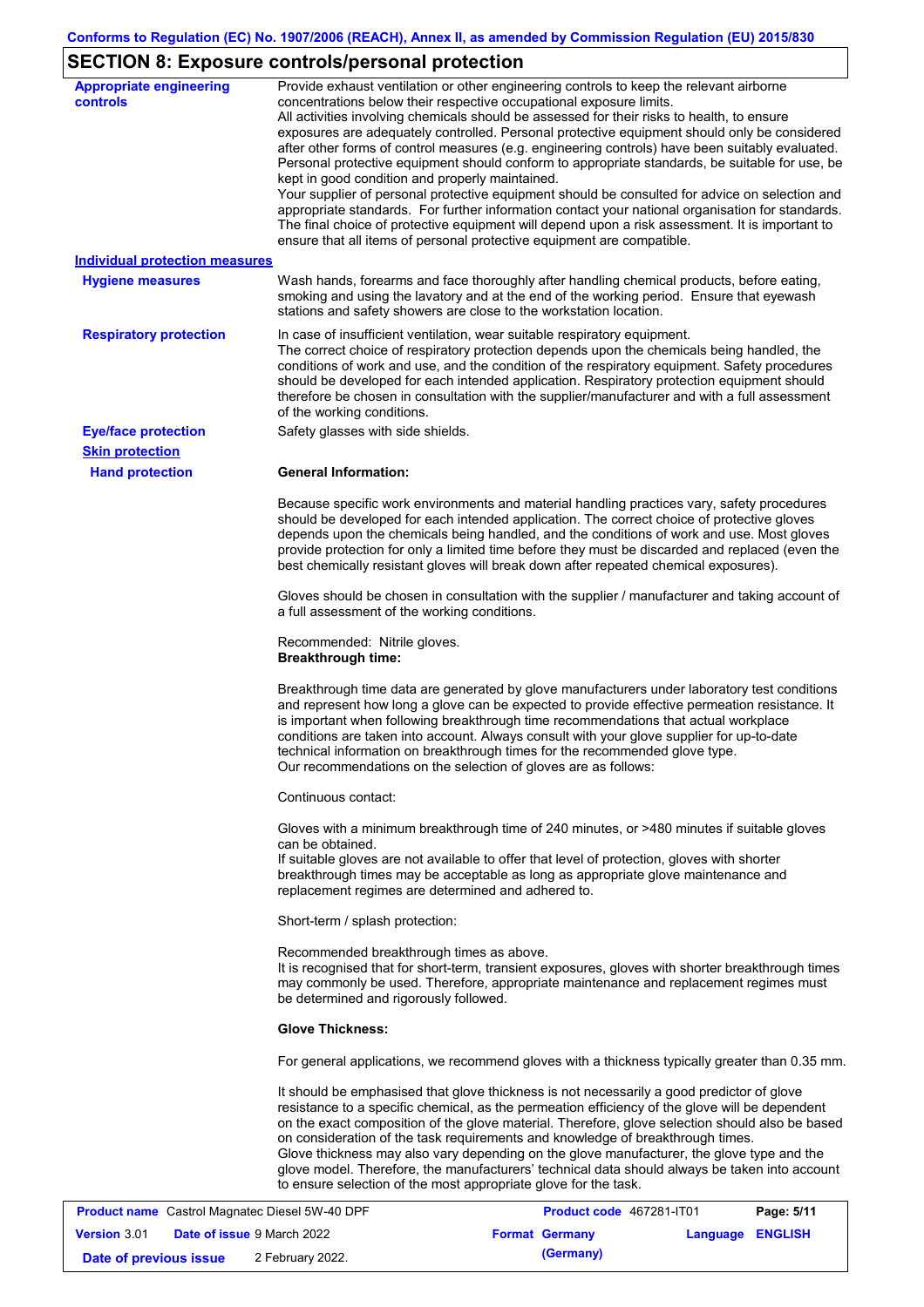## SECTION 8: Exposure controls/personal protection

**Appropriate engineering controls**

Provide exhaust ventilation or other engineering controls to keep the relevant airborne concentrations below their respective occupational exposure limits.
All activities involving chemicals should be assessed for their risks to health, to ensure exposures are adequately controlled. Personal protective equipment should only be considered after other forms of control measures (e.g. engineering controls) have been suitably evaluated. Personal protective equipment should conform to appropriate standards, be suitable for use, be kept in good condition and properly maintained.
Your supplier of personal protective equipment should be consulted for advice on selection and appropriate standards. For further information contact your national organisation for standards. The final choice of protective equipment will depend upon a risk assessment. It is important to ensure that all items of personal protective equipment are compatible.

**Individual protection measures**

**Hygiene measures**

Wash hands, forearms and face thoroughly after handling chemical products, before eating, smoking and using the lavatory and at the end of the working period. Ensure that eyewash stations and safety showers are close to the workstation location.

**Respiratory protection**

In case of insufficient ventilation, wear suitable respiratory equipment.
The correct choice of respiratory protection depends upon the chemicals being handled, the conditions of work and use, and the condition of the respiratory equipment. Safety procedures should be developed for each intended application. Respiratory protection equipment should therefore be chosen in consultation with the supplier/manufacturer and with a full assessment of the working conditions.

**Eye/face protection**

Safety glasses with side shields.

**Skin protection**

**Hand protection**

**General Information:**

Because specific work environments and material handling practices vary, safety procedures should be developed for each intended application. The correct choice of protective gloves depends upon the chemicals being handled, and the conditions of work and use. Most gloves provide protection for only a limited time before they must be discarded and replaced (even the best chemically resistant gloves will break down after repeated chemical exposures).

Gloves should be chosen in consultation with the supplier / manufacturer and taking account of a full assessment of the working conditions.

Recommended: Nitrile gloves.
**Breakthrough time:**

Breakthrough time data are generated by glove manufacturers under laboratory test conditions and represent how long a glove can be expected to provide effective permeation resistance. It is important when following breakthrough time recommendations that actual workplace conditions are taken into account. Always consult with your glove supplier for up-to-date technical information on breakthrough times for the recommended glove type.
Our recommendations on the selection of gloves are as follows:

Continuous contact:

Gloves with a minimum breakthrough time of 240 minutes, or >480 minutes if suitable gloves can be obtained.
If suitable gloves are not available to offer that level of protection, gloves with shorter breakthrough times may be acceptable as long as appropriate glove maintenance and replacement regimes are determined and adhered to.

Short-term / splash protection:

Recommended breakthrough times as above.
It is recognised that for short-term, transient exposures, gloves with shorter breakthrough times may commonly be used. Therefore, appropriate maintenance and replacement regimes must be determined and rigorously followed.

**Glove Thickness:**

For general applications, we recommend gloves with a thickness typically greater than 0.35 mm.

It should be emphasised that glove thickness is not necessarily a good predictor of glove resistance to a specific chemical, as the permeation efficiency of the glove will be dependent on the exact composition of the glove material. Therefore, glove selection should also be based on consideration of the task requirements and knowledge of breakthrough times.
Glove thickness may also vary depending on the glove manufacturer, the glove type and the glove model. Therefore, the manufacturers' technical data should always be taken into account to ensure selection of the most appropriate glove for the task.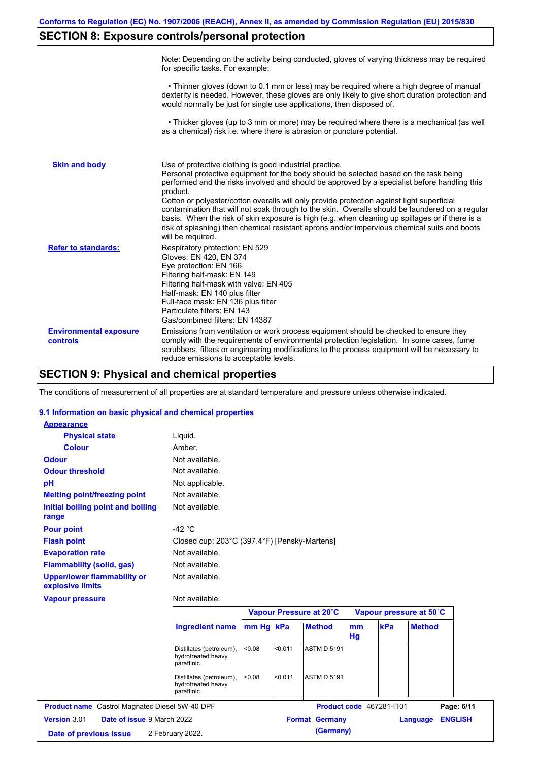## SECTION 8: Exposure controls/personal protection

Note: Depending on the activity being conducted, gloves of varying thickness may be required for specific tasks. For example:

• Thinner gloves (down to 0.1 mm or less) may be required where a high degree of manual dexterity is needed. However, these gloves are only likely to give short duration protection and would normally be just for single use applications, then disposed of.

• Thicker gloves (up to 3 mm or more) may be required where there is a mechanical (as well as a chemical) risk i.e. where there is abrasion or puncture potential.

**Skin and body**

Use of protective clothing is good industrial practice.
Personal protective equipment for the body should be selected based on the task being performed and the risks involved and should be approved by a specialist before handling this product.
Cotton or polyester/cotton overalls will only provide protection against light superficial contamination that will not soak through to the skin. Overalls should be laundered on a regular basis. When the risk of skin exposure is high (e.g. when cleaning up spillages or if there is a risk of splashing) then chemical resistant aprons and/or impervious chemical suits and boots will be required.

**Refer to standards:**

Respiratory protection: EN 529
Gloves: EN 420, EN 374
Eye protection: EN 166
Filtering half-mask: EN 149
Filtering half-mask with valve: EN 405
Half-mask: EN 140 plus filter
Full-face mask: EN 136 plus filter
Particulate filters: EN 143
Gas/combined filters: EN 14387

**Environmental exposure controls**

Emissions from ventilation or work process equipment should be checked to ensure they comply with the requirements of environmental protection legislation. In some cases, fume scrubbers, filters or engineering modifications to the process equipment will be necessary to reduce emissions to acceptable levels.

## SECTION 9: Physical and chemical properties

The conditions of measurement of all properties are at standard temperature and pressure unless otherwise indicated.

### 9.1 Information on basic physical and chemical properties

**Appearance**

| | |
|---|---|
| **Physical state** | Liquid. |
| **Colour** | Amber. |
| **Odour** | Not available. |
| **Odour threshold** | Not available. |
| **pH** | Not applicable. |
| **Melting point/freezing point** | Not available. |
| **Initial boiling point and boiling range** | Not available. |
| **Pour point** | -42 °C |
| **Flash point** | Closed cup: 203°C (397.4°F) [Pensky-Martens] |
| **Evaporation rate** | Not available. |
| **Flammability (solid, gas)** | Not available. |
| **Upper/lower flammability or explosive limits** | Not available. |
| **Vapour pressure** | Not available. |

| | Vapour Pressure at 20˚C | | | Vapour pressure at 50˚C | | |
|---|---|---|---|---|---|---|
| **Ingredient name** | **mm Hg** | **kPa** | **Method** | **mm Hg** | **kPa** | **Method** |
| Distillates (petroleum), hydrotreated heavy paraffinic | <0.08 | <0.011 | ASTM D 5191 | | | |
| Distillates (petroleum), hydrotreated heavy paraffinic | <0.08 | <0.011 | ASTM D 5191 | | | |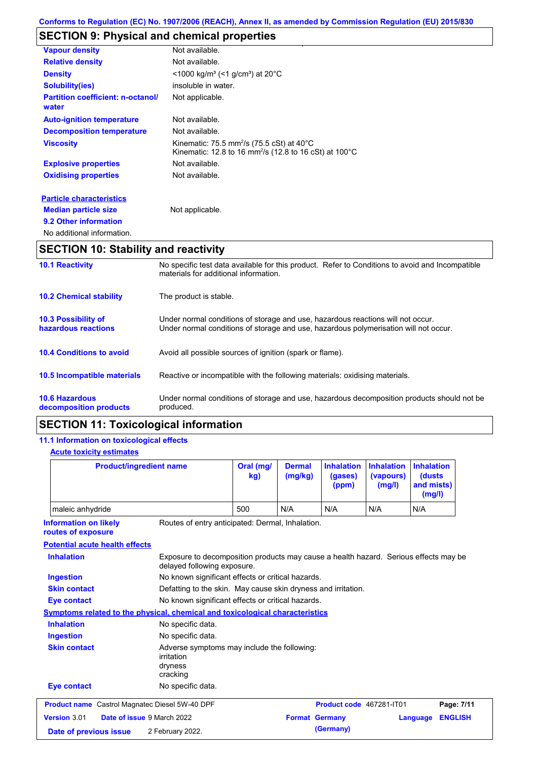## SECTION 9: Physical and chemical properties

| | |
|---|---|
| **Vapour density** | Not available. |
| **Relative density** | Not available. |
| **Density** | <1000 kg/m³ (<1 g/cm³) at 20°C |
| **Solubility(ies)** | insoluble in water. |
| **Partition coefficient: n-octanol/ water** | Not applicable. |
| **Auto-ignition temperature** | Not available. |
| **Decomposition temperature** | Not available. |
| **Viscosity** | Kinematic: 75.5 $mm^2/s$ (75.5 cSt) at 40°C<br>Kinematic: 12.8 to 16 $mm^2/s$ (12.8 to 16 cSt) at 100°C |
| **Explosive properties** | Not available. |
| **Oxidising properties** | Not available. |

**Particle characteristics**

**Median particle size**: Not applicable.

**9.2 Other information**

No additional information.

## SECTION 10: Stability and reactivity

**10.1 Reactivity**: No specific test data available for this product. Refer to Conditions to avoid and Incompatible materials for additional information.

**10.2 Chemical stability**: The product is stable.

**10.3 Possibility of hazardous reactions**: Under normal conditions of storage and use, hazardous reactions will not occur. Under normal conditions of storage and use, hazardous polymerisation will not occur.

**10.4 Conditions to avoid**: Avoid all possible sources of ignition (spark or flame).

**10.5 Incompatible materials**: Reactive or incompatible with the following materials: oxidising materials.

**10.6 Hazardous decomposition products**: Under normal conditions of storage and use, hazardous decomposition products should not be produced.

## SECTION 11: Toxicological information

### 11.1 Information on toxicological effects

**Acute toxicity estimates**

| Product/ingredient name | Oral (mg/ kg) | Dermal (mg/kg) | Inhalation (gases) (ppm) | Inhalation (vapours) (mg/l) | Inhalation (dusts and mists) (mg/l) |
|---|---|---|---|---|---|
| maleic anhydride | 500 | N/A | N/A | N/A | N/A |

**Information on likely routes of exposure**: Routes of entry anticipated: Dermal, Inhalation.

**Potential acute health effects**

**Inhalation**: Exposure to decomposition products may cause a health hazard. Serious effects may be delayed following exposure.

**Ingestion**: No known significant effects or critical hazards.

**Skin contact**: Defatting to the skin. May cause skin dryness and irritation.

**Eye contact**: No known significant effects or critical hazards.

**Symptoms related to the physical, chemical and toxicological characteristics**

**Inhalation**: No specific data.

**Ingestion**: No specific data.

**Skin contact**: Adverse symptoms may include the following:
irritation
dryness
cracking

**Eye contact**: No specific data.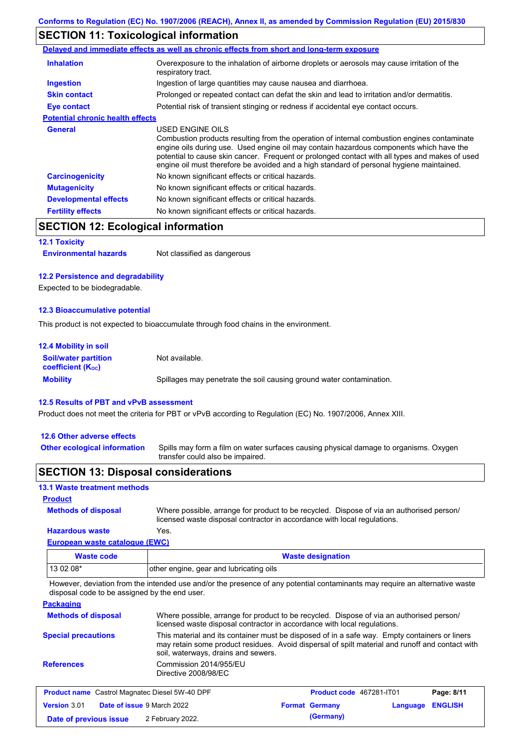## SECTION 11: Toxicological information

**Delayed and immediate effects as well as chronic effects from short and long-term exposure**

| | |
|---|---|
| **Inhalation** | Overexposure to the inhalation of airborne droplets or aerosols may cause irritation of the respiratory tract. |
| **Ingestion** | Ingestion of large quantities may cause nausea and diarrhoea. |
| **Skin contact** | Prolonged or repeated contact can defat the skin and lead to irritation and/or dermatitis. |
| **Eye contact** | Potential risk of transient stinging or redness if accidental eye contact occurs. |

**Potential chronic health effects**

| | |
|---|---|
| **General** | USED ENGINE OILS<br>Combustion products resulting from the operation of internal combustion engines contaminate engine oils during use. Used engine oil may contain hazardous components which have the potential to cause skin cancer. Frequent or prolonged contact with all types and makes of used engine oil must therefore be avoided and a high standard of personal hygiene maintained. |
| **Carcinogenicity** | No known significant effects or critical hazards. |
| **Mutagenicity** | No known significant effects or critical hazards. |
| **Developmental effects** | No known significant effects or critical hazards. |
| **Fertility effects** | No known significant effects or critical hazards. |

## SECTION 12: Ecological information

### 12.1 Toxicity

**Environmental hazards** Not classified as dangerous

### 12.2 Persistence and degradability

Expected to be biodegradable.

### 12.3 Bioaccumulative potential

This product is not expected to bioaccumulate through food chains in the environment.

### 12.4 Mobility in soil

| | |
|---|---|
| **Soil/water partition coefficient ($K_{OC}$)** | Not available. |
| **Mobility** | Spillages may penetrate the soil causing ground water contamination. |

### 12.5 Results of PBT and vPvB assessment

Product does not meet the criteria for PBT or vPvB according to Regulation (EC) No. 1907/2006, Annex XIII.

### 12.6 Other adverse effects

**Other ecological information** Spills may form a film on water surfaces causing physical damage to organisms. Oxygen transfer could also be impaired.

## SECTION 13: Disposal considerations

### 13.1 Waste treatment methods

**Product**

| | |
|---|---|
| **Methods of disposal** | Where possible, arrange for product to be recycled. Dispose of via an authorised person/ licensed waste disposal contractor in accordance with local regulations. |
| **Hazardous waste** | Yes. |

**European waste catalogue (EWC)**

| Waste code | Waste designation |
|---|---|
| 13 02 08* | other engine, gear and lubricating oils |

However, deviation from the intended use and/or the presence of any potential contaminants may require an alternative waste disposal code to be assigned by the end user.

**Packaging**

| | |
|---|---|
| **Methods of disposal** | Where possible, arrange for product to be recycled. Dispose of via an authorised person/ licensed waste disposal contractor in accordance with local regulations. |
| **Special precautions** | This material and its container must be disposed of in a safe way. Empty containers or liners may retain some product residues. Avoid dispersal of spilt material and runoff and contact with soil, waterways, drains and sewers. |
| **References** | Commission 2014/955/EU<br>Directive 2008/98/EC |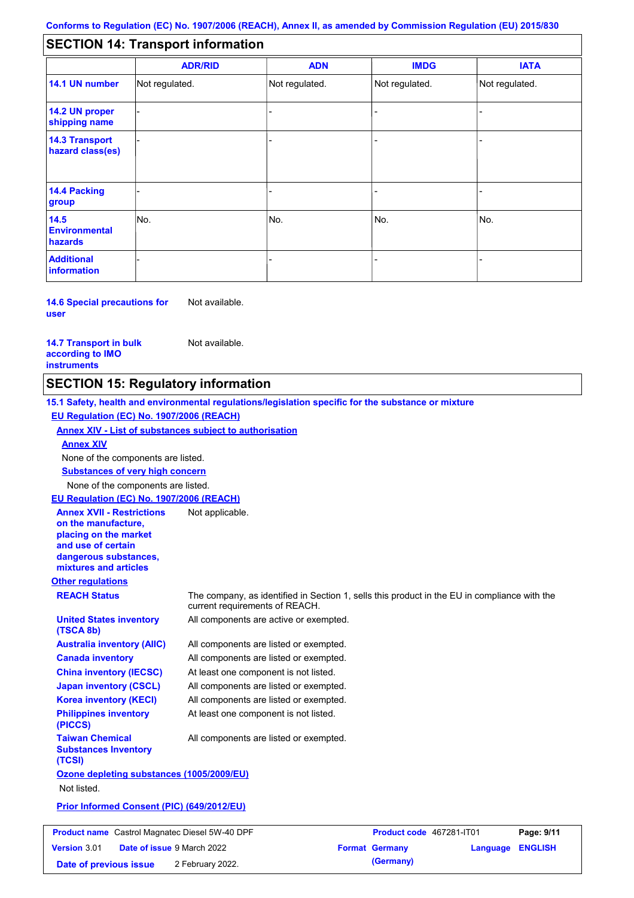## SECTION 14: Transport information

| | ADR/RID | ADN | IMDG | IATA |
|---|---|---|---|---|
| **14.1 UN number** | Not regulated. | Not regulated. | Not regulated. | Not regulated. |
| **14.2 UN proper shipping name** | - | - | - | - |
| **14.3 Transport hazard class(es)** | - | - | - | - |
| **14.4 Packing group** | - | - | - | - |
| **14.5 Environmental hazards** | No. | No. | No. | No. |
| **Additional information** | - | - | - | - |

**14.6 Special precautions for user** Not available.

**14.7 Transport in bulk according to IMO instruments** Not available.

## SECTION 15: Regulatory information

**15.1 Safety, health and environmental regulations/legislation specific for the substance or mixture**

**EU Regulation (EC) No. 1907/2006 (REACH)**

**Annex XIV - List of substances subject to authorisation**

**Annex XIV**

None of the components are listed.

**Substances of very high concern**

None of the components are listed.

**EU Regulation (EC) No. 1907/2006 (REACH)**

**Annex XVII - Restrictions on the manufacture, placing on the market and use of certain dangerous substances, mixtures and articles** Not applicable.

**Other regulations**

**REACH Status** The company, as identified in Section 1, sells this product in the EU in compliance with the current requirements of REACH.

**United States inventory (TSCA 8b)** All components are active or exempted.

**Australia inventory (AIIC)** All components are listed or exempted.

**Canada inventory** All components are listed or exempted.

**China inventory (IECSC)** At least one component is not listed.

**Japan inventory (CSCL)** All components are listed or exempted.

**Korea inventory (KECI)** All components are listed or exempted.

**Philippines inventory (PICCS)** At least one component is not listed.

**Taiwan Chemical Substances Inventory (TCSI)** All components are listed or exempted.

**Ozone depleting substances (1005/2009/EU)**

Not listed.

**Prior Informed Consent (PIC) (649/2012/EU)**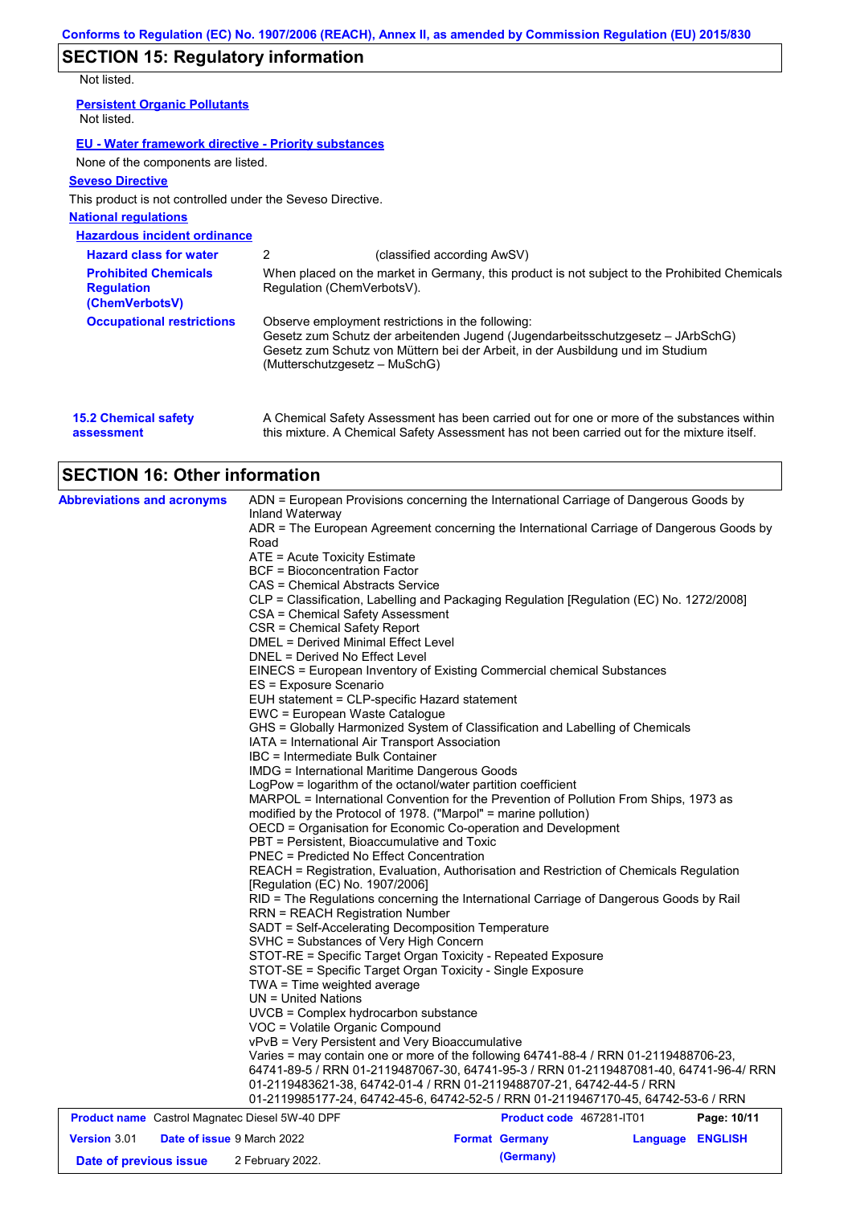## SECTION 15: Regulatory information

Not listed.

**Persistent Organic Pollutants**

Not listed.

**EU - Water framework directive - Priority substances**

None of the components are listed.

**Seveso Directive**

This product is not controlled under the Seveso Directive.

**National regulations**

**Hazardous incident ordinance**

| | |
|---|---|
| **Hazard class for water** | 2 (classified according AwSV) |
| **Prohibited Chemicals Regulation (ChemVerbotsV)** | When placed on the market in Germany, this product is not subject to the Prohibited Chemicals Regulation (ChemVerbotsV). |
| **Occupational restrictions** | Observe employment restrictions in the following: Gesetz zum Schutz der arbeitenden Jugend (Jugendarbeitsschutzgesetz – JArbSchG) Gesetz zum Schutz von Müttern bei der Arbeit, in der Ausbildung und im Studium (Mutterschutzgesetz – MuSchG) |

**15.2 Chemical safety assessment**

A Chemical Safety Assessment has been carried out for one or more of the substances within this mixture. A Chemical Safety Assessment has not been carried out for the mixture itself.

## SECTION 16: Other information

**Abbreviations and acronyms**

ADN = European Provisions concerning the International Carriage of Dangerous Goods by Inland Waterway
ADR = The European Agreement concerning the International Carriage of Dangerous Goods by Road
ATE = Acute Toxicity Estimate
BCF = Bioconcentration Factor
CAS = Chemical Abstracts Service
CLP = Classification, Labelling and Packaging Regulation [Regulation (EC) No. 1272/2008]
CSA = Chemical Safety Assessment
CSR = Chemical Safety Report
DMEL = Derived Minimal Effect Level
DNEL = Derived No Effect Level
EINECS = European Inventory of Existing Commercial chemical Substances
ES = Exposure Scenario
EUH statement = CLP-specific Hazard statement
EWC = European Waste Catalogue
GHS = Globally Harmonized System of Classification and Labelling of Chemicals
IATA = International Air Transport Association
IBC = Intermediate Bulk Container
IMDG = International Maritime Dangerous Goods
LogPow = logarithm of the octanol/water partition coefficient
MARPOL = International Convention for the Prevention of Pollution From Ships, 1973 as modified by the Protocol of 1978. ("Marpol" = marine pollution)
OECD = Organisation for Economic Co-operation and Development
PBT = Persistent, Bioaccumulative and Toxic
PNEC = Predicted No Effect Concentration
REACH = Registration, Evaluation, Authorisation and Restriction of Chemicals Regulation [Regulation (EC) No. 1907/2006]
RID = The Regulations concerning the International Carriage of Dangerous Goods by Rail
RRN = REACH Registration Number
SADT = Self-Accelerating Decomposition Temperature
SVHC = Substances of Very High Concern
STOT-RE = Specific Target Organ Toxicity - Repeated Exposure
STOT-SE = Specific Target Organ Toxicity - Single Exposure
TWA = Time weighted average
UN = United Nations
UVCB = Complex hydrocarbon substance
VOC = Volatile Organic Compound
vPvB = Very Persistent and Very Bioaccumulative
Varies = may contain one or more of the following 64741-88-4 / RRN 01-2119488706-23, 64741-89-5 / RRN 01-2119487067-30, 64741-95-3 / RRN 01-2119487081-40, 64741-96-4/ RRN 01-2119483621-38, 64742-01-4 / RRN 01-2119488707-21, 64742-44-5 / RRN 01-2119985177-24, 64742-45-6, 64742-52-5 / RRN 01-2119467170-45, 64742-53-6 / RRN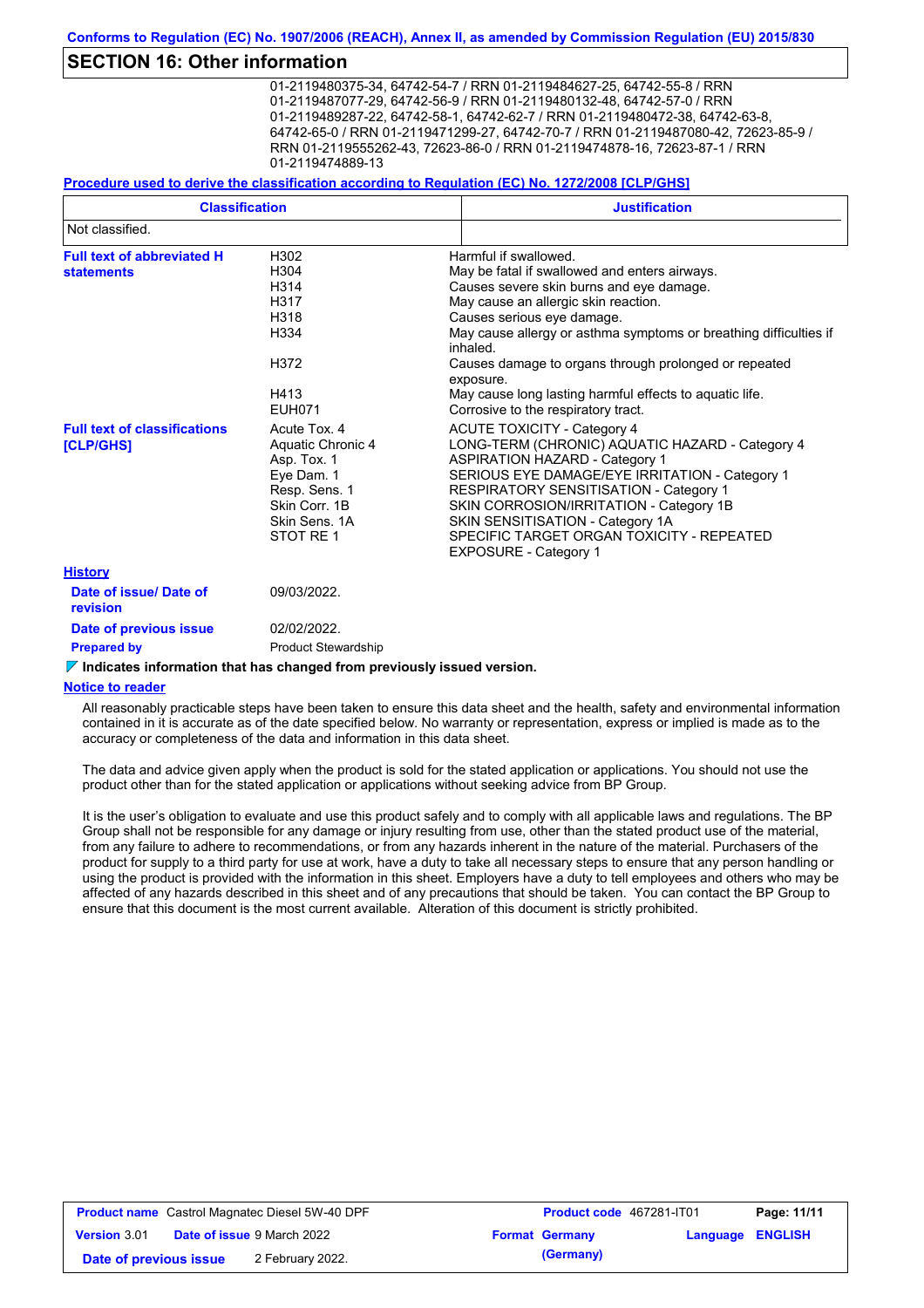Conforms to Regulation (EC) No. 1907/2006 (REACH), Annex II, as amended by Commission Regulation (EU) 2015/830

## SECTION 16: Other information

01-2119480375-34, 64742-54-7 / RRN 01-2119484627-25, 64742-55-8 / RRN 01-2119487077-29, 64742-56-9 / RRN 01-2119480132-48, 64742-57-0 / RRN 01-2119489287-22, 64742-58-1, 64742-62-7 / RRN 01-2119480472-38, 64742-63-8, 64742-65-0 / RRN 01-2119471299-27, 64742-70-7 / RRN 01-2119487080-42, 72623-85-9 / RRN 01-2119555262-43, 72623-86-0 / RRN 01-2119474878-16, 72623-87-1 / RRN 01-2119474889-13

**Procedure used to derive the classification according to Regulation (EC) No. 1272/2008 [CLP/GHS]**

| Classification | Justification |
|---|---|
| Not classified. | |

**Full text of abbreviated H statements**

| | | |
|---|---|---|
| | H302 | Harmful if swallowed. |
| | H304 | May be fatal if swallowed and enters airways. |
| | H314 | Causes severe skin burns and eye damage. |
| | H317 | May cause an allergic skin reaction. |
| | H318 | Causes serious eye damage. |
| | H334 | May cause allergy or asthma symptoms or breathing difficulties if inhaled. |
| | H372 | Causes damage to organs through prolonged or repeated exposure. |
| | H413 | May cause long lasting harmful effects to aquatic life. |
| | EUH071 | Corrosive to the respiratory tract. |

**Full text of classifications [CLP/GHS]**

| | | |
|---|---|---|
| | Acute Tox. 4 | ACUTE TOXICITY - Category 4 |
| | Aquatic Chronic 4 | LONG-TERM (CHRONIC) AQUATIC HAZARD - Category 4 |
| | Asp. Tox. 1 | ASPIRATION HAZARD - Category 1 |
| | Eye Dam. 1 | SERIOUS EYE DAMAGE/EYE IRRITATION - Category 1 |
| | Resp. Sens. 1 | RESPIRATORY SENSITISATION - Category 1 |
| | Skin Corr. 1B | SKIN CORROSION/IRRITATION - Category 1B |
| | Skin Sens. 1A | SKIN SENSITISATION - Category 1A |
| | STOT RE 1 | SPECIFIC TARGET ORGAN TOXICITY - REPEATED EXPOSURE - Category 1 |

**History**

**Date of issue/ Date of revision** 09/03/2022.

**Date of previous issue** 02/02/2022.

**Prepared by** Product Stewardship

**Indicates information that has changed from previously issued version.**

**Notice to reader**

All reasonably practicable steps have been taken to ensure this data sheet and the health, safety and environmental information contained in it is accurate as of the date specified below. No warranty or representation, express or implied is made as to the accuracy or completeness of the data and information in this data sheet.

The data and advice given apply when the product is sold for the stated application or applications. You should not use the product other than for the stated application or applications without seeking advice from BP Group.

It is the user's obligation to evaluate and use this product safely and to comply with all applicable laws and regulations. The BP Group shall not be responsible for any damage or injury resulting from use, other than the stated product use of the material, from any failure to adhere to recommendations, or from any hazards inherent in the nature of the material. Purchasers of the product for supply to a third party for use at work, have a duty to take all necessary steps to ensure that any person handling or using the product is provided with the information in this sheet. Employers have a duty to tell employees and others who may be affected of any hazards described in this sheet and of any precautions that should be taken. You can contact the BP Group to ensure that this document is the most current available. Alteration of this document is strictly prohibited.

| | | | |
|---|---|---|---|
| **Product name** Castrol Magnatec Diesel 5W-40 DPF | | **Product code** 467281-IT01 | **Page: 11/11** |
| **Version** 3.01 | **Date of issue** 9 March 2022 | **Format Germany (Germany)** | **Language ENGLISH** |
| **Date of previous issue** 2 February 2022. | | | |